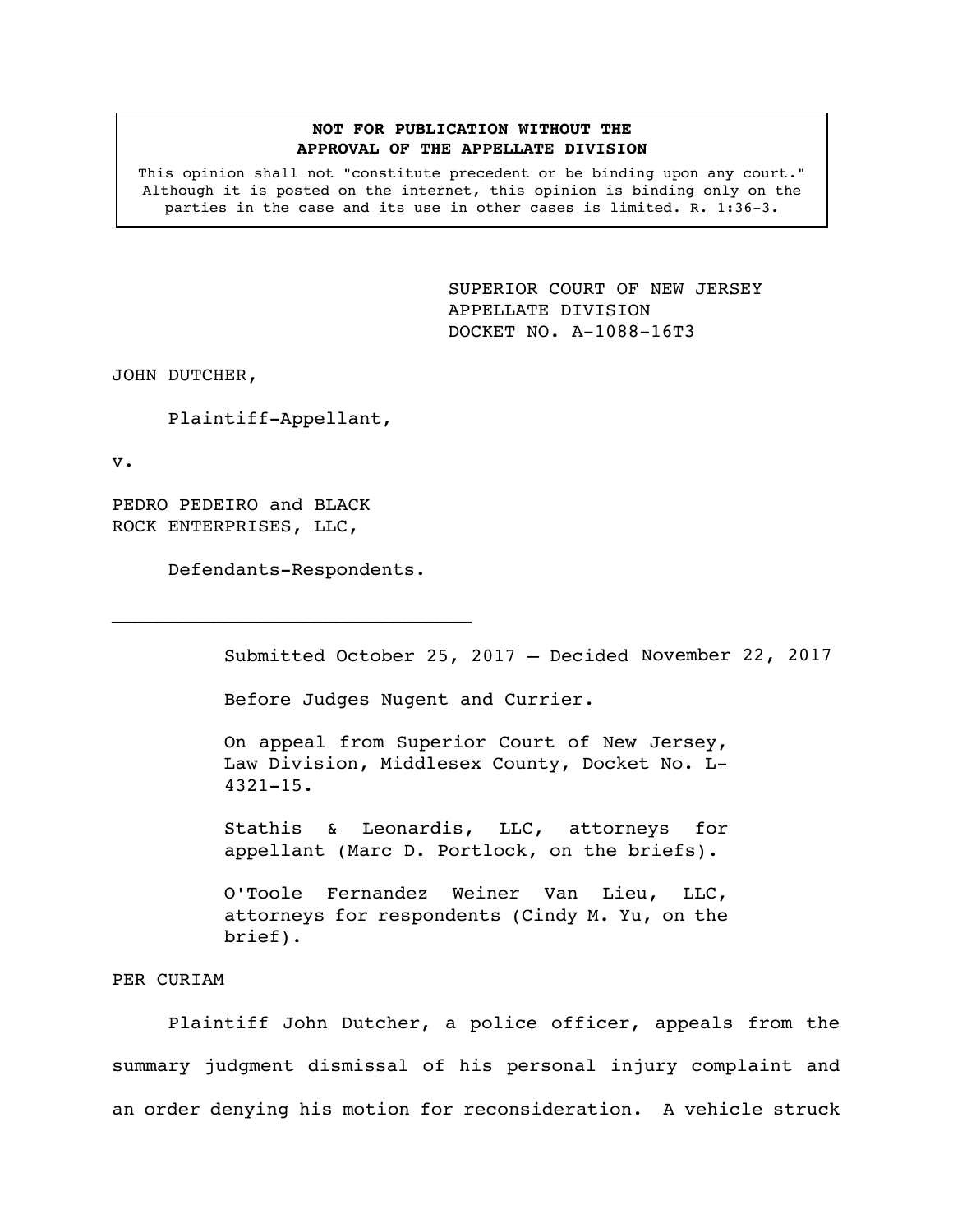**NOT FOR PUBLICATION WITHOUT THE APPROVAL OF THE APPELLATE DIVISION**

This opinion shall not "constitute precedent or be binding upon any court." Although it is posted on the internet, this opinion is binding only on the parties in the case and its use in other cases is limited. R. 1:36-3.

SUPERIOR COURT OF NEW JERSEY
APPELLATE DIVISION
DOCKET NO. A-1088-16T3

JOHN DUTCHER,

Plaintiff-Appellant,

v.

PEDRO PEDEIRO and BLACK ROCK ENTERPRISES, LLC,

Defendants-Respondents.

---

Submitted October 25, 2017 – Decided November 22, 2017

Before Judges Nugent and Currier.

On appeal from Superior Court of New Jersey, Law Division, Middlesex County, Docket No. L-4321-15.

Stathis & Leonardis, LLC, attorneys for appellant (Marc D. Portlock, on the briefs).

O'Toole Fernandez Weiner Van Lieu, LLC, attorneys for respondents (Cindy M. Yu, on the brief).

PER CURIAM

Plaintiff John Dutcher, a police officer, appeals from the summary judgment dismissal of his personal injury complaint and an order denying his motion for reconsideration. A vehicle struck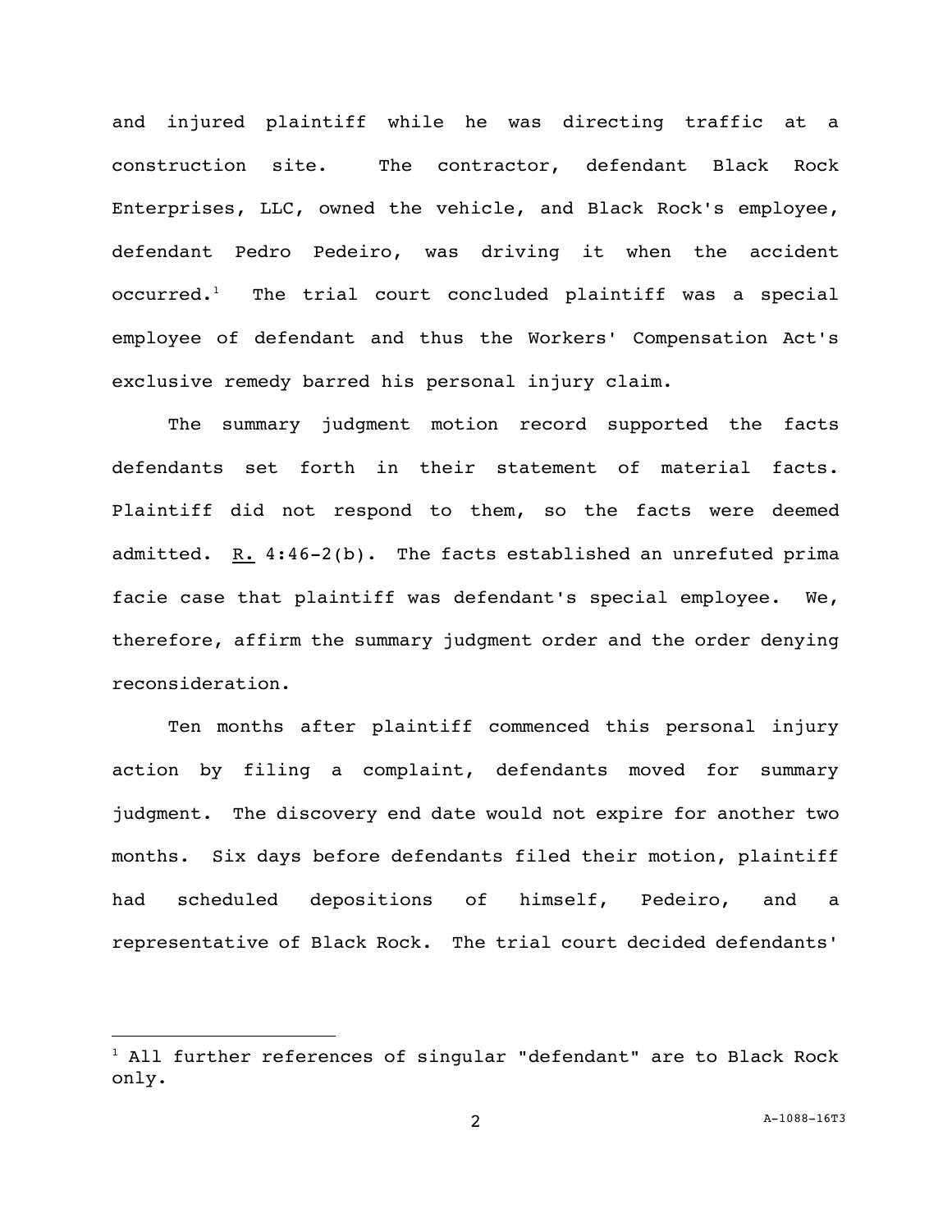and injured plaintiff while he was directing traffic at a construction site. The contractor, defendant Black Rock Enterprises, LLC, owned the vehicle, and Black Rock's employee, defendant Pedro Pedeiro, was driving it when the accident occurred.[1] The trial court concluded plaintiff was a special employee of defendant and thus the Workers' Compensation Act's exclusive remedy barred his personal injury claim.

The summary judgment motion record supported the facts defendants set forth in their statement of material facts. Plaintiff did not respond to them, so the facts were deemed admitted. R. 4:46-2(b). The facts established an unrefuted prima facie case that plaintiff was defendant's special employee. We, therefore, affirm the summary judgment order and the order denying reconsideration.

Ten months after plaintiff commenced this personal injury action by filing a complaint, defendants moved for summary judgment. The discovery end date would not expire for another two months. Six days before defendants filed their motion, plaintiff had scheduled depositions of himself, Pedeiro, and a representative of Black Rock. The trial court decided defendants'

[1] All further references of singular "defendant" are to Black Rock only.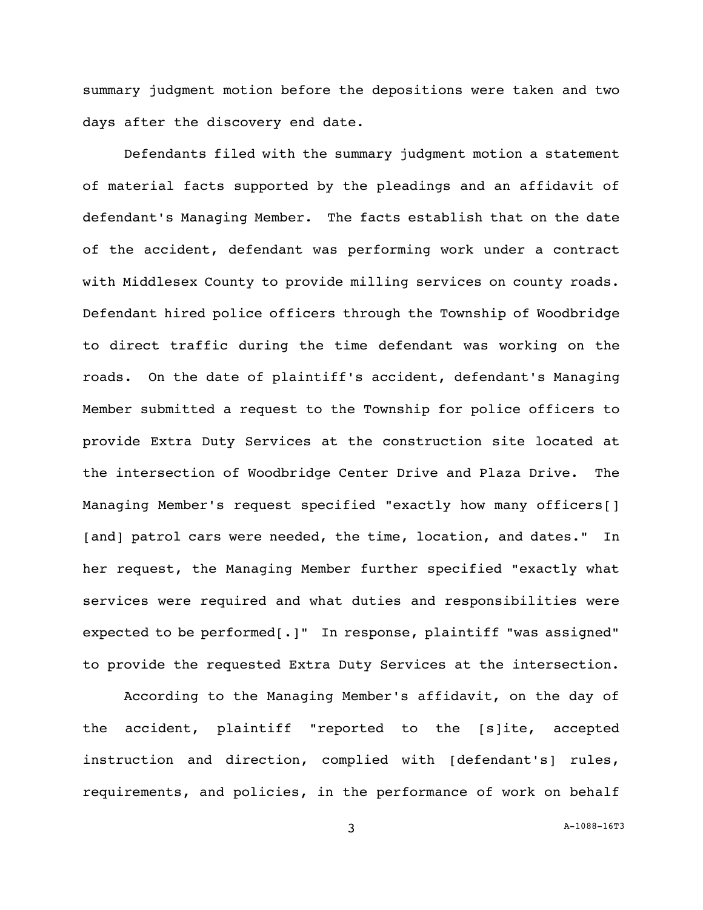summary judgment motion before the depositions were taken and two days after the discovery end date.

Defendants filed with the summary judgment motion a statement of material facts supported by the pleadings and an affidavit of defendant's Managing Member. The facts establish that on the date of the accident, defendant was performing work under a contract with Middlesex County to provide milling services on county roads. Defendant hired police officers through the Township of Woodbridge to direct traffic during the time defendant was working on the roads. On the date of plaintiff's accident, defendant's Managing Member submitted a request to the Township for police officers to provide Extra Duty Services at the construction site located at the intersection of Woodbridge Center Drive and Plaza Drive. The Managing Member's request specified "exactly how many officers[] [and] patrol cars were needed, the time, location, and dates." In her request, the Managing Member further specified "exactly what services were required and what duties and responsibilities were expected to be performed[.]" In response, plaintiff "was assigned" to provide the requested Extra Duty Services at the intersection.

According to the Managing Member's affidavit, on the day of the accident, plaintiff "reported to the [s]ite, accepted instruction and direction, complied with [defendant's] rules, requirements, and policies, in the performance of work on behalf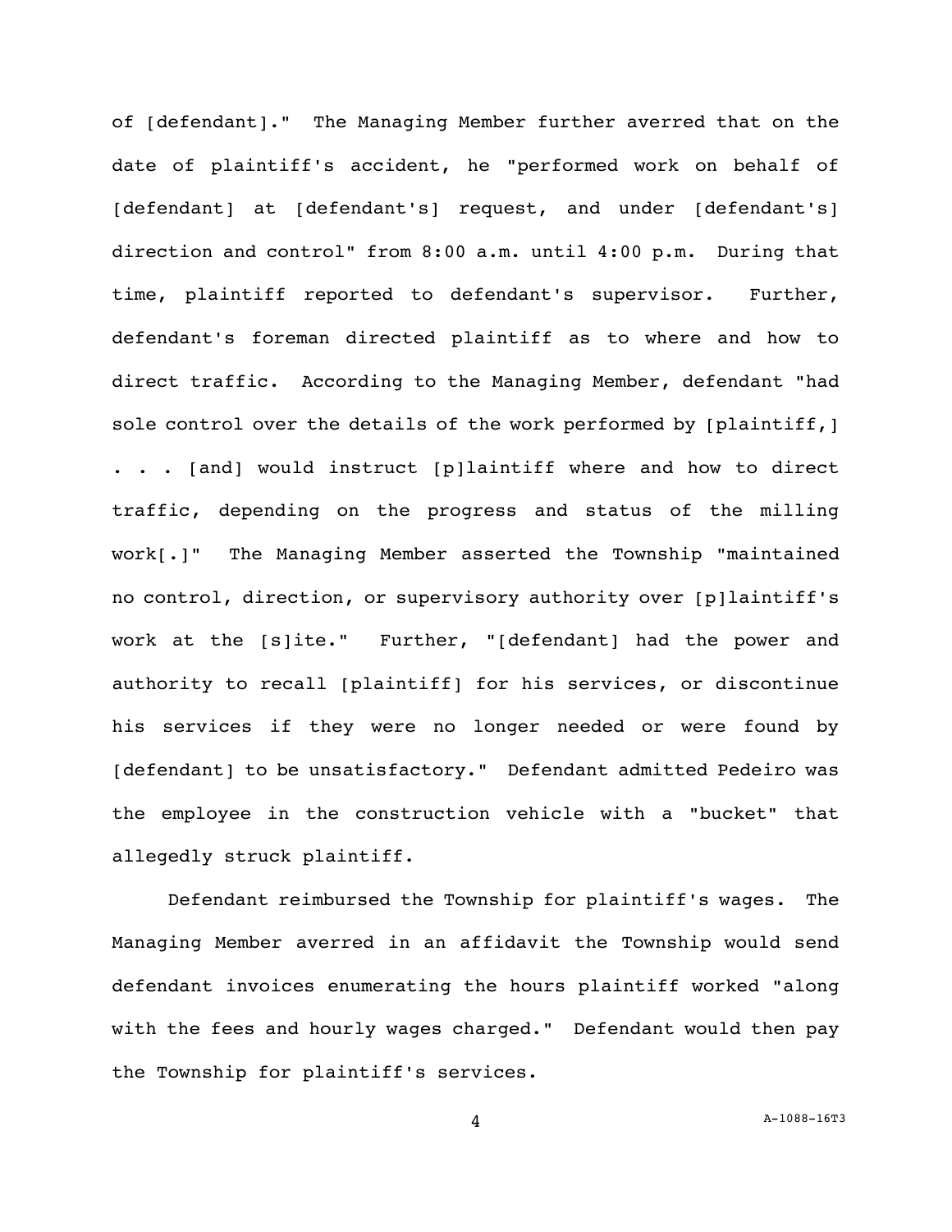of [defendant]." The Managing Member further averred that on the date of plaintiff's accident, he "performed work on behalf of [defendant] at [defendant's] request, and under [defendant's] direction and control" from 8:00 a.m. until 4:00 p.m. During that time, plaintiff reported to defendant's supervisor. Further, defendant's foreman directed plaintiff as to where and how to direct traffic. According to the Managing Member, defendant "had sole control over the details of the work performed by [plaintiff,] . . . [and] would instruct [p]laintiff where and how to direct traffic, depending on the progress and status of the milling work[.]" The Managing Member asserted the Township "maintained no control, direction, or supervisory authority over [p]laintiff's work at the [s]ite." Further, "[defendant] had the power and authority to recall [plaintiff] for his services, or discontinue his services if they were no longer needed or were found by [defendant] to be unsatisfactory." Defendant admitted Pedeiro was the employee in the construction vehicle with a "bucket" that allegedly struck plaintiff.

Defendant reimbursed the Township for plaintiff's wages. The Managing Member averred in an affidavit the Township would send defendant invoices enumerating the hours plaintiff worked "along with the fees and hourly wages charged." Defendant would then pay the Township for plaintiff's services.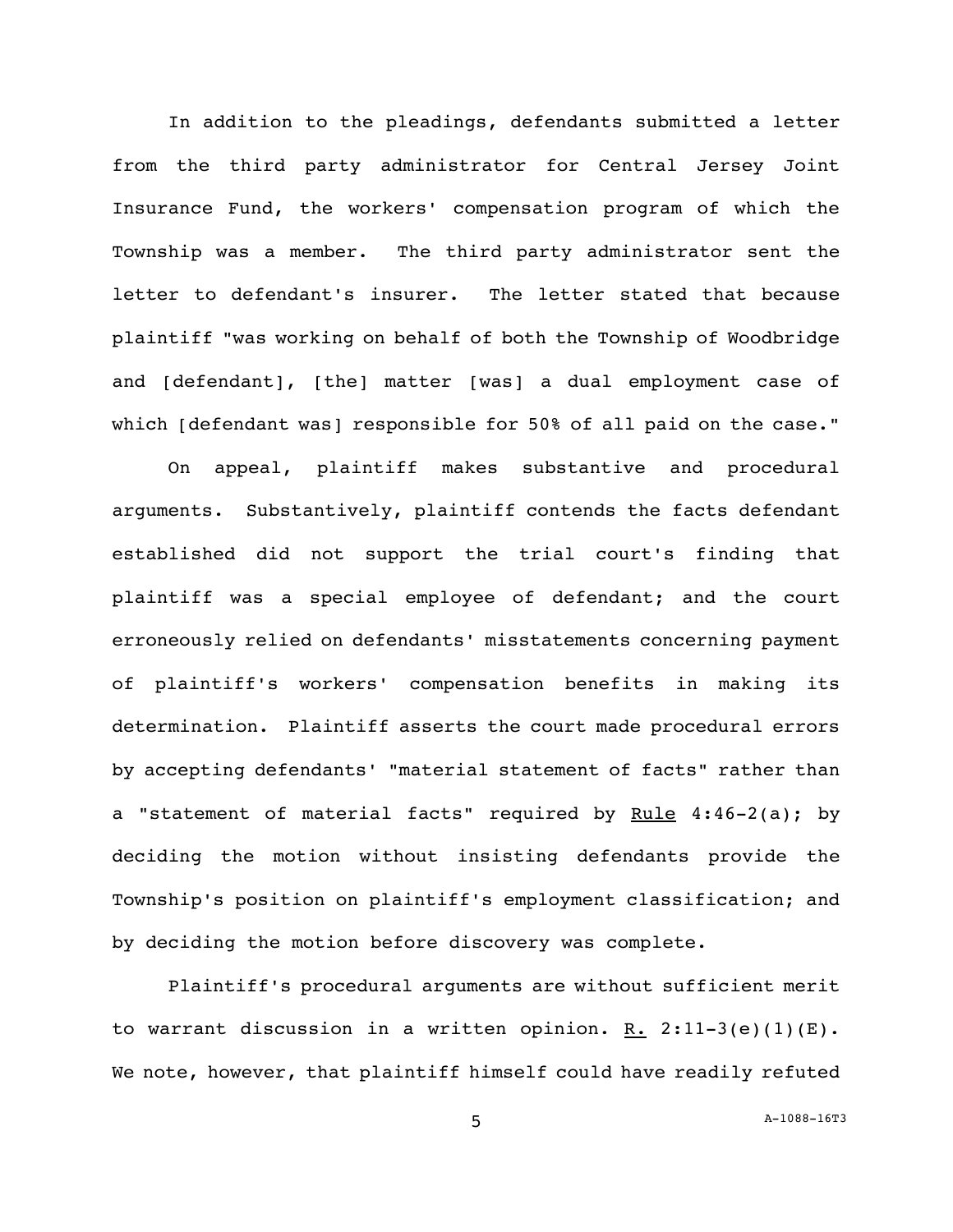In addition to the pleadings, defendants submitted a letter from the third party administrator for Central Jersey Joint Insurance Fund, the workers' compensation program of which the Township was a member. The third party administrator sent the letter to defendant's insurer. The letter stated that because plaintiff "was working on behalf of both the Township of Woodbridge and [defendant], [the] matter [was] a dual employment case of which [defendant was] responsible for 50% of all paid on the case."

On appeal, plaintiff makes substantive and procedural arguments. Substantively, plaintiff contends the facts defendant established did not support the trial court's finding that plaintiff was a special employee of defendant; and the court erroneously relied on defendants' misstatements concerning payment of plaintiff's workers' compensation benefits in making its determination. Plaintiff asserts the court made procedural errors by accepting defendants' "material statement of facts" rather than a "statement of material facts" required by Rule 4:46-2(a); by deciding the motion without insisting defendants provide the Township's position on plaintiff's employment classification; and by deciding the motion before discovery was complete.

Plaintiff's procedural arguments are without sufficient merit to warrant discussion in a written opinion. R. 2:11-3(e)(1)(E). We note, however, that plaintiff himself could have readily refuted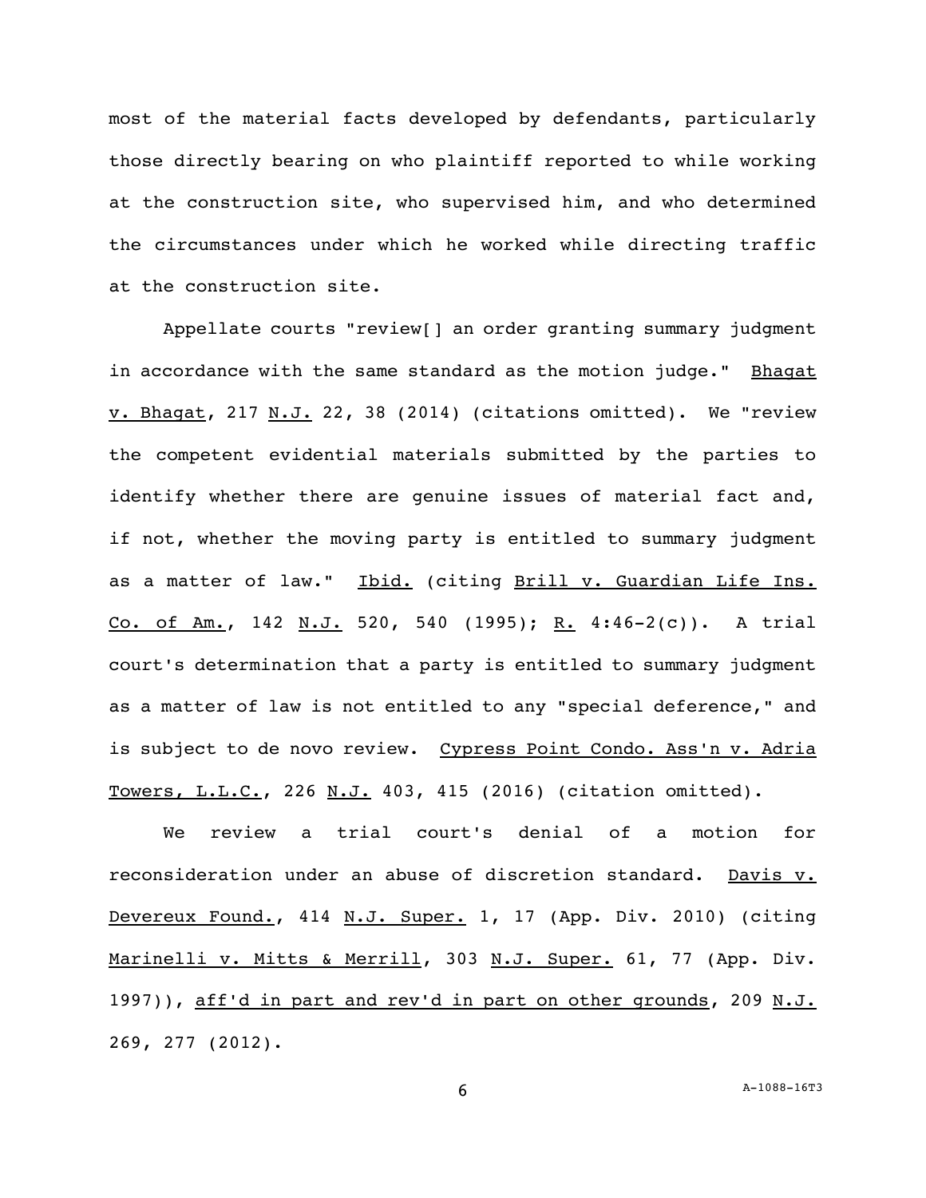most of the material facts developed by defendants, particularly those directly bearing on who plaintiff reported to while working at the construction site, who supervised him, and who determined the circumstances under which he worked while directing traffic at the construction site.

Appellate courts "review[] an order granting summary judgment in accordance with the same standard as the motion judge." Bhagat v. Bhagat, 217 N.J. 22, 38 (2014) (citations omitted). We "review the competent evidential materials submitted by the parties to identify whether there are genuine issues of material fact and, if not, whether the moving party is entitled to summary judgment as a matter of law." Ibid. (citing Brill v. Guardian Life Ins. Co. of Am., 142 N.J. 520, 540 (1995); R. 4:46-2(c)). A trial court's determination that a party is entitled to summary judgment as a matter of law is not entitled to any "special deference," and is subject to de novo review. Cypress Point Condo. Ass'n v. Adria Towers, L.L.C., 226 N.J. 403, 415 (2016) (citation omitted).

We review a trial court's denial of a motion for reconsideration under an abuse of discretion standard. Davis v. Devereux Found., 414 N.J. Super. 1, 17 (App. Div. 2010) (citing Marinelli v. Mitts & Merrill, 303 N.J. Super. 61, 77 (App. Div. 1997)), aff'd in part and rev'd in part on other grounds, 209 N.J. 269, 277 (2012).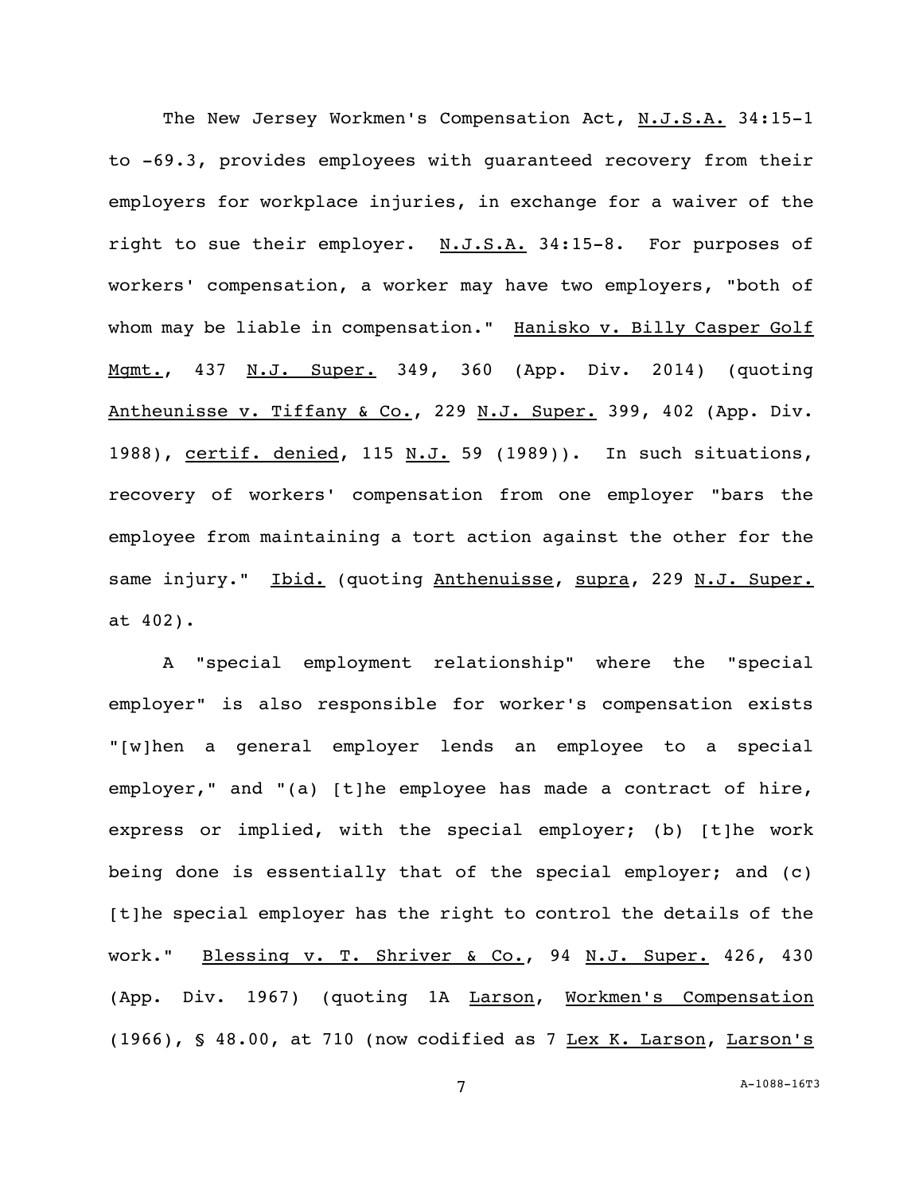The New Jersey Workmen's Compensation Act, N.J.S.A. 34:15-1 to -69.3, provides employees with guaranteed recovery from their employers for workplace injuries, in exchange for a waiver of the right to sue their employer. N.J.S.A. 34:15-8. For purposes of workers' compensation, a worker may have two employers, "both of whom may be liable in compensation." Hanisko v. Billy Casper Golf Mgmt., 437 N.J. Super. 349, 360 (App. Div. 2014) (quoting Antheunisse v. Tiffany & Co., 229 N.J. Super. 399, 402 (App. Div. 1988), certif. denied, 115 N.J. 59 (1989)). In such situations, recovery of workers' compensation from one employer "bars the employee from maintaining a tort action against the other for the same injury." Ibid. (quoting Anthenuisse, supra, 229 N.J. Super. at 402).

A "special employment relationship" where the "special employer" is also responsible for worker's compensation exists "[w]hen a general employer lends an employee to a special employer," and "(a) [t]he employee has made a contract of hire, express or implied, with the special employer; (b) [t]he work being done is essentially that of the special employer; and (c) [t]he special employer has the right to control the details of the work." Blessing v. T. Shriver & Co., 94 N.J. Super. 426, 430 (App. Div. 1967) (quoting 1A Larson, Workmen's Compensation (1966), § 48.00, at 710 (now codified as 7 Lex K. Larson, Larson's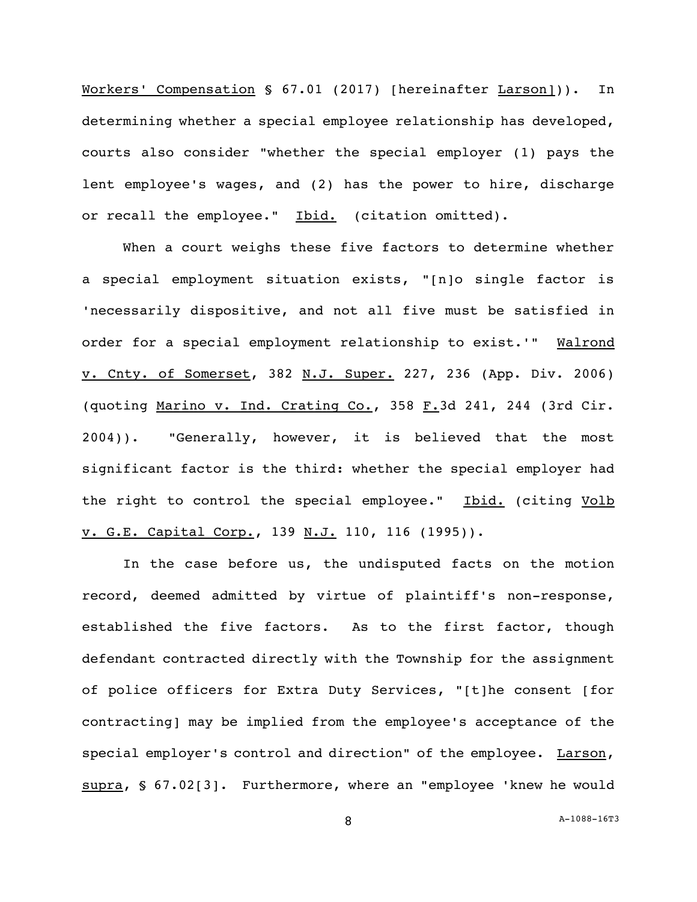Workers' Compensation § 67.01 (2017) [hereinafter Larson])). In determining whether a special employee relationship has developed, courts also consider "whether the special employer (1) pays the lent employee's wages, and (2) has the power to hire, discharge or recall the employee." Ibid. (citation omitted).

When a court weighs these five factors to determine whether a special employment situation exists, "[n]o single factor is 'necessarily dispositive, and not all five must be satisfied in order for a special employment relationship to exist.'" Walrond v. Cnty. of Somerset, 382 N.J. Super. 227, 236 (App. Div. 2006) (quoting Marino v. Ind. Crating Co., 358 F.3d 241, 244 (3rd Cir. 2004)). "Generally, however, it is believed that the most significant factor is the third: whether the special employer had the right to control the special employee." Ibid. (citing Volb v. G.E. Capital Corp., 139 N.J. 110, 116 (1995)).

In the case before us, the undisputed facts on the motion record, deemed admitted by virtue of plaintiff's non-response, established the five factors. As to the first factor, though defendant contracted directly with the Township for the assignment of police officers for Extra Duty Services, "[t]he consent [for contracting] may be implied from the employee's acceptance of the special employer's control and direction" of the employee. Larson, supra, § 67.02[3]. Furthermore, where an "employee 'knew he would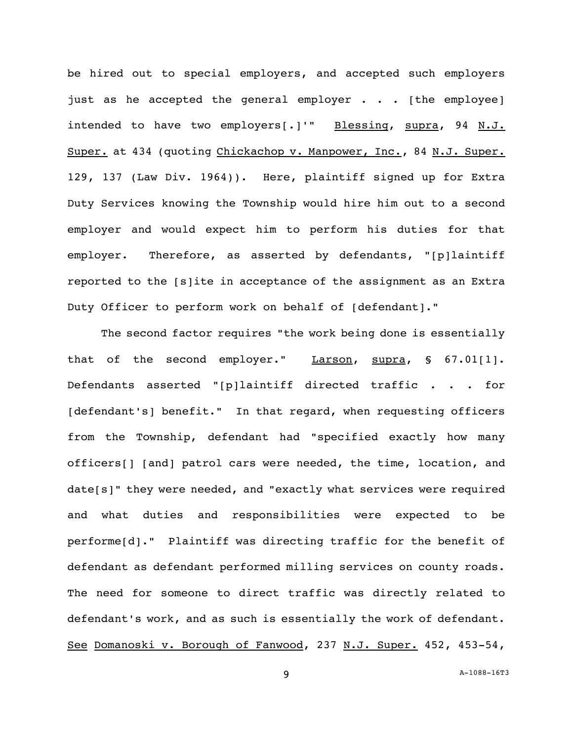be hired out to special employers, and accepted such employers just as he accepted the general employer . . . [the employee] intended to have two employers[.]'" Blessing, supra, 94 N.J. Super. at 434 (quoting Chickachop v. Manpower, Inc., 84 N.J. Super. 129, 137 (Law Div. 1964)). Here, plaintiff signed up for Extra Duty Services knowing the Township would hire him out to a second employer and would expect him to perform his duties for that employer. Therefore, as asserted by defendants, "[p]laintiff reported to the [s]ite in acceptance of the assignment as an Extra Duty Officer to perform work on behalf of [defendant]."

The second factor requires "the work being done is essentially that of the second employer." Larson, supra, § 67.01[1]. Defendants asserted "[p]laintiff directed traffic . . . for [defendant's] benefit." In that regard, when requesting officers from the Township, defendant had "specified exactly how many officers[] [and] patrol cars were needed, the time, location, and date[s]" they were needed, and "exactly what services were required and what duties and responsibilities were expected to be performe[d]." Plaintiff was directing traffic for the benefit of defendant as defendant performed milling services on county roads. The need for someone to direct traffic was directly related to defendant's work, and as such is essentially the work of defendant. See Domanoski v. Borough of Fanwood, 237 N.J. Super. 452, 453-54,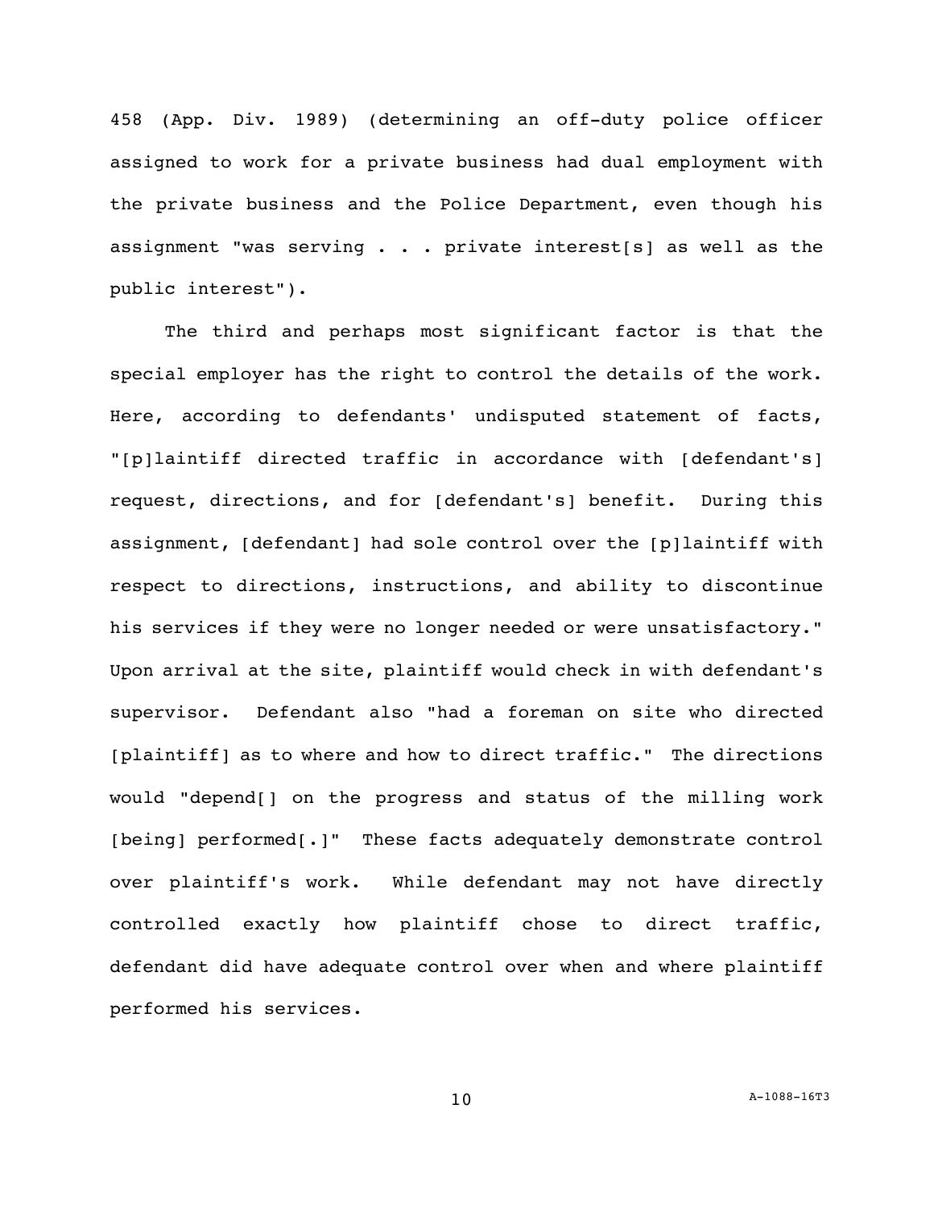458 (App. Div. 1989) (determining an off-duty police officer assigned to work for a private business had dual employment with the private business and the Police Department, even though his assignment "was serving . . . private interest[s] as well as the public interest").

The third and perhaps most significant factor is that the special employer has the right to control the details of the work. Here, according to defendants' undisputed statement of facts, "[p]laintiff directed traffic in accordance with [defendant's] request, directions, and for [defendant's] benefit. During this assignment, [defendant] had sole control over the [p]laintiff with respect to directions, instructions, and ability to discontinue his services if they were no longer needed or were unsatisfactory." Upon arrival at the site, plaintiff would check in with defendant's supervisor. Defendant also "had a foreman on site who directed [plaintiff] as to where and how to direct traffic." The directions would "depend[] on the progress and status of the milling work [being] performed[.]" These facts adequately demonstrate control over plaintiff's work. While defendant may not have directly controlled exactly how plaintiff chose to direct traffic, defendant did have adequate control over when and where plaintiff performed his services.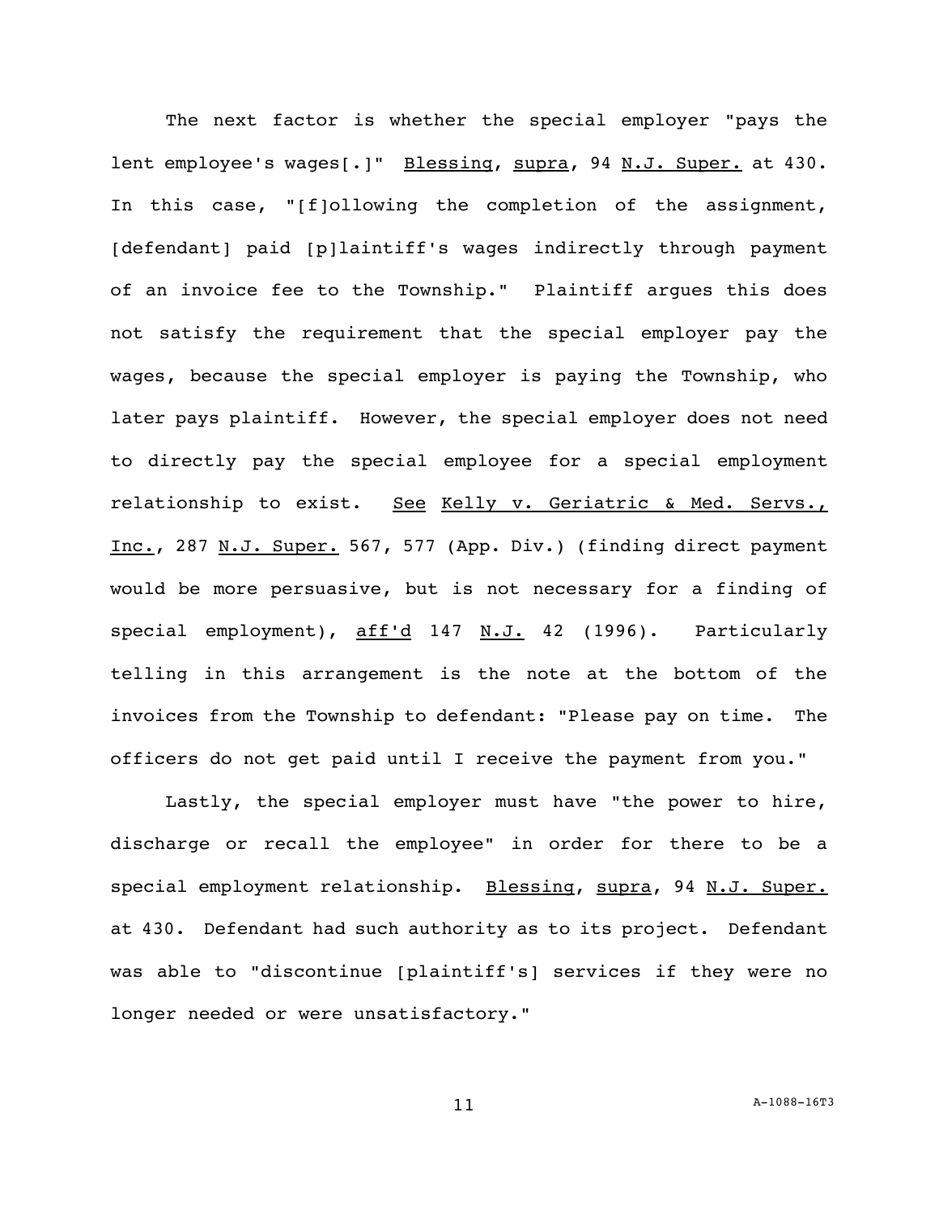The next factor is whether the special employer "pays the lent employee's wages[.]" Blessing, supra, 94 N.J. Super. at 430. In this case, "[f]ollowing the completion of the assignment, [defendant] paid [p]laintiff's wages indirectly through payment of an invoice fee to the Township." Plaintiff argues this does not satisfy the requirement that the special employer pay the wages, because the special employer is paying the Township, who later pays plaintiff. However, the special employer does not need to directly pay the special employee for a special employment relationship to exist. See Kelly v. Geriatric & Med. Servs., Inc., 287 N.J. Super. 567, 577 (App. Div.) (finding direct payment would be more persuasive, but is not necessary for a finding of special employment), aff'd 147 N.J. 42 (1996). Particularly telling in this arrangement is the note at the bottom of the invoices from the Township to defendant: "Please pay on time. The officers do not get paid until I receive the payment from you."

Lastly, the special employer must have "the power to hire, discharge or recall the employee" in order for there to be a special employment relationship. Blessing, supra, 94 N.J. Super. at 430. Defendant had such authority as to its project. Defendant was able to "discontinue [plaintiff's] services if they were no longer needed or were unsatisfactory."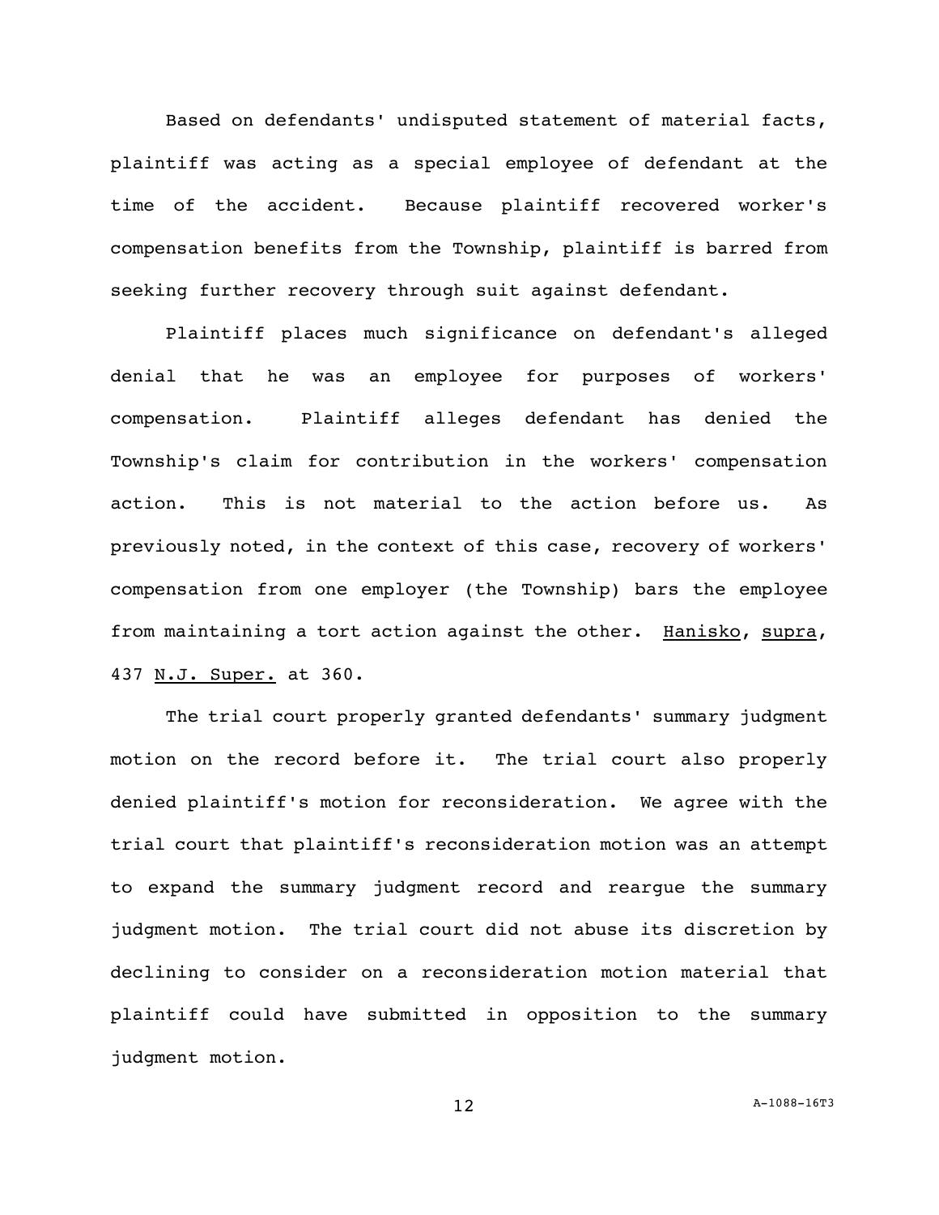Based on defendants' undisputed statement of material facts, plaintiff was acting as a special employee of defendant at the time of the accident. Because plaintiff recovered worker's compensation benefits from the Township, plaintiff is barred from seeking further recovery through suit against defendant.

Plaintiff places much significance on defendant's alleged denial that he was an employee for purposes of workers' compensation. Plaintiff alleges defendant has denied the Township's claim for contribution in the workers' compensation action. This is not material to the action before us. As previously noted, in the context of this case, recovery of workers' compensation from one employer (the Township) bars the employee from maintaining a tort action against the other. Hanisko, supra, 437 N.J. Super. at 360.

The trial court properly granted defendants' summary judgment motion on the record before it. The trial court also properly denied plaintiff's motion for reconsideration. We agree with the trial court that plaintiff's reconsideration motion was an attempt to expand the summary judgment record and reargue the summary judgment motion. The trial court did not abuse its discretion by declining to consider on a reconsideration motion material that plaintiff could have submitted in opposition to the summary judgment motion.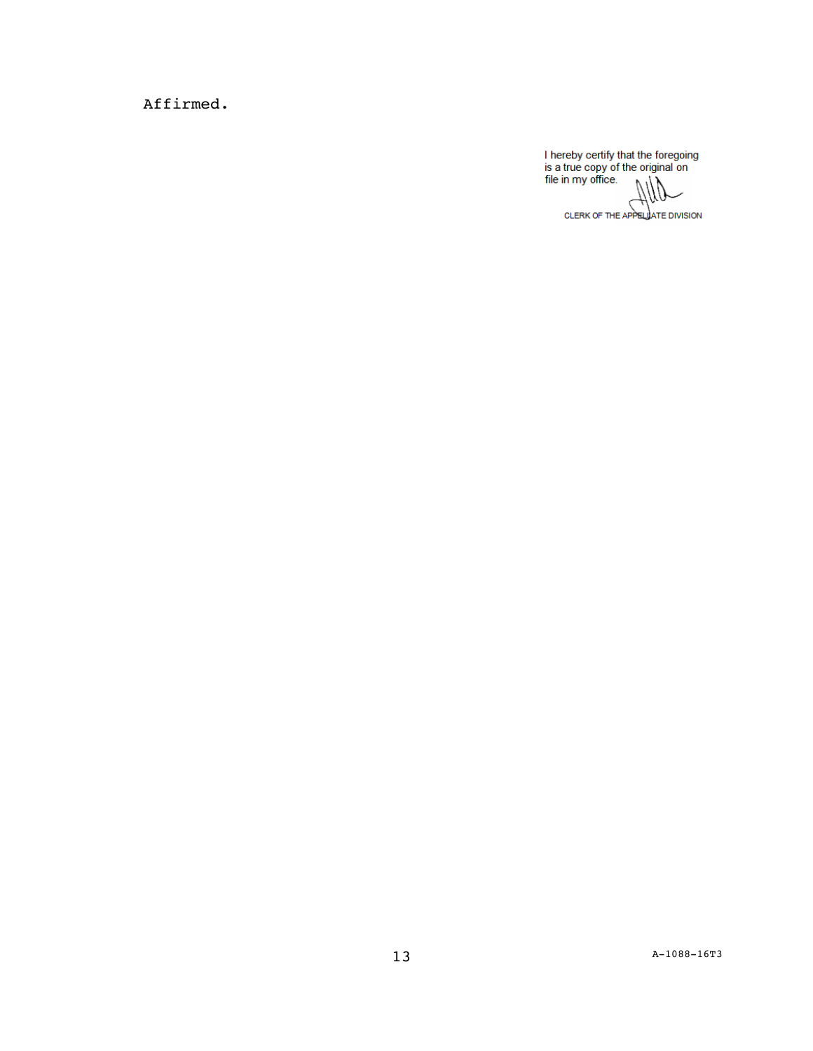Affirmed.

I hereby certify that the foregoing is a true copy of the original on file in my office.

CLERK OF THE APPELLATE DIVISION